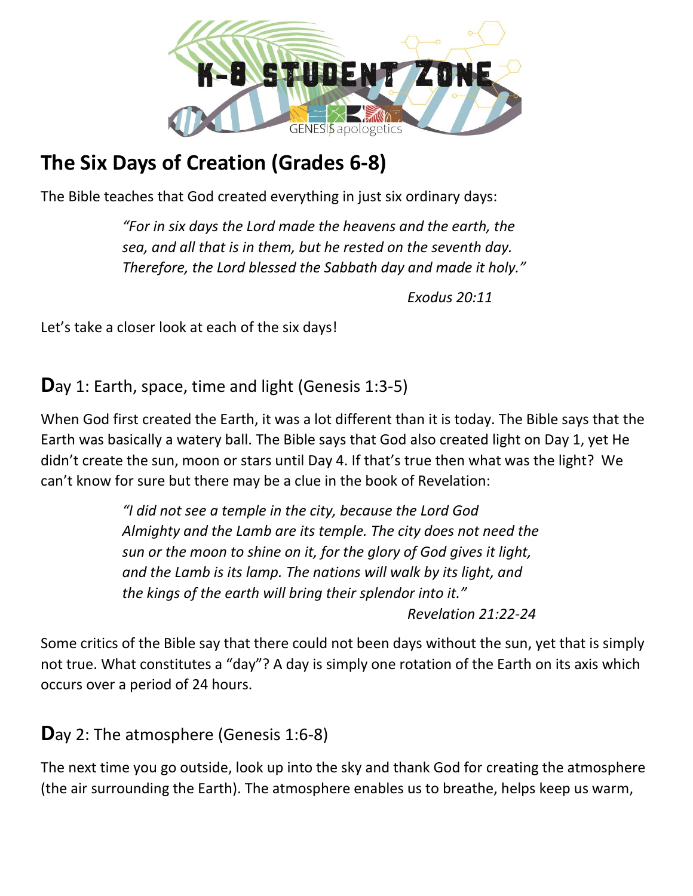# The Six Days of Creation (Grades 6-8)

The Bible teaches that God created everything in just six ordinary days:

> *"For in six days the Lord made the heavens and the earth, the sea, and all that is in them, but he rested on the seventh day. Therefore, the Lord blessed the Sabbath day and made it holy."*
>
> *Exodus 20:11*

Let's take a closer look at each of the six days!

## Day 1: Earth, space, time and light (Genesis 1:3-5)

When God first created the Earth, it was a lot different than it is today. The Bible says that the Earth was basically a watery ball. The Bible says that God also created light on Day 1, yet He didn't create the sun, moon or stars until Day 4. If that's true then what was the light? We can't know for sure but there may be a clue in the book of Revelation:

> *"I did not see a temple in the city, because the Lord God Almighty and the Lamb are its temple. The city does not need the sun or the moon to shine on it, for the glory of God gives it light, and the Lamb is its lamp. The nations will walk by its light, and the kings of the earth will bring their splendor into it."*
>
> *Revelation 21:22-24*

Some critics of the Bible say that there could not been days without the sun, yet that is simply not true. What constitutes a "day"? A day is simply one rotation of the Earth on its axis which occurs over a period of 24 hours.

## Day 2: The atmosphere (Genesis 1:6-8)

The next time you go outside, look up into the sky and thank God for creating the atmosphere (the air surrounding the Earth). The atmosphere enables us to breathe, helps keep us warm,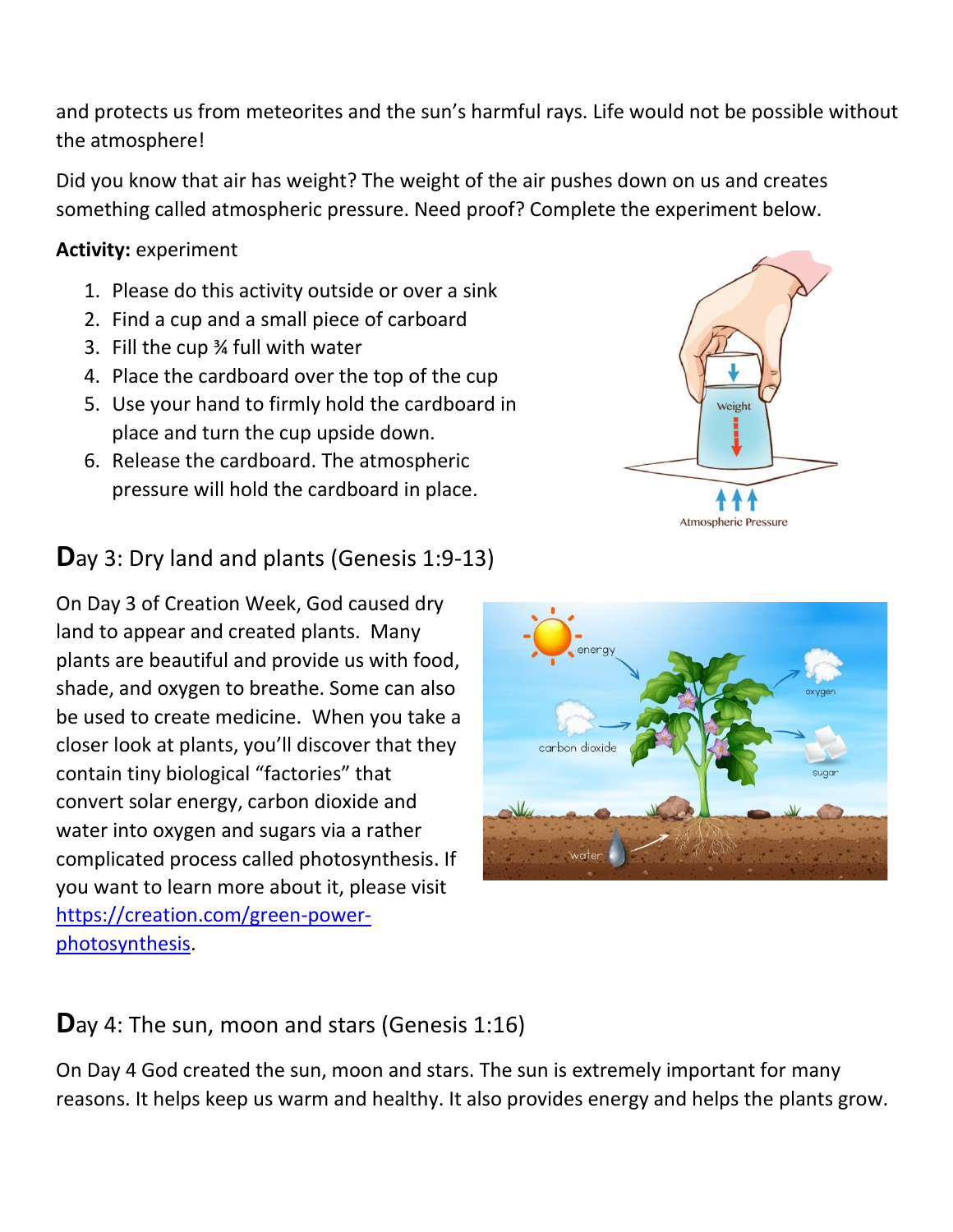and protects us from meteorites and the sun's harmful rays. Life would not be possible without the atmosphere!

Did you know that air has weight? The weight of the air pushes down on us and creates something called atmospheric pressure. Need proof? Complete the experiment below.

**Activity:** experiment

1. Please do this activity outside or over a sink
2. Find a cup and a small piece of carboard
3. Fill the cup ¾ full with water
4. Place the cardboard over the top of the cup
5. Use your hand to firmly hold the cardboard in place and turn the cup upside down.
6. Release the cardboard. The atmospheric pressure will hold the cardboard in place.

## Day 3: Dry land and plants (Genesis 1:9-13)

On Day 3 of Creation Week, God caused dry land to appear and created plants. Many plants are beautiful and provide us with food, shade, and oxygen to breathe. Some can also be used to create medicine. When you take a closer look at plants, you'll discover that they contain tiny biological "factories" that convert solar energy, carbon dioxide and water into oxygen and sugars via a rather complicated process called photosynthesis. If you want to learn more about it, please visit https://creation.com/green-power-photosynthesis.

## Day 4: The sun, moon and stars (Genesis 1:16)

On Day 4 God created the sun, moon and stars. The sun is extremely important for many reasons. It helps keep us warm and healthy. It also provides energy and helps the plants grow.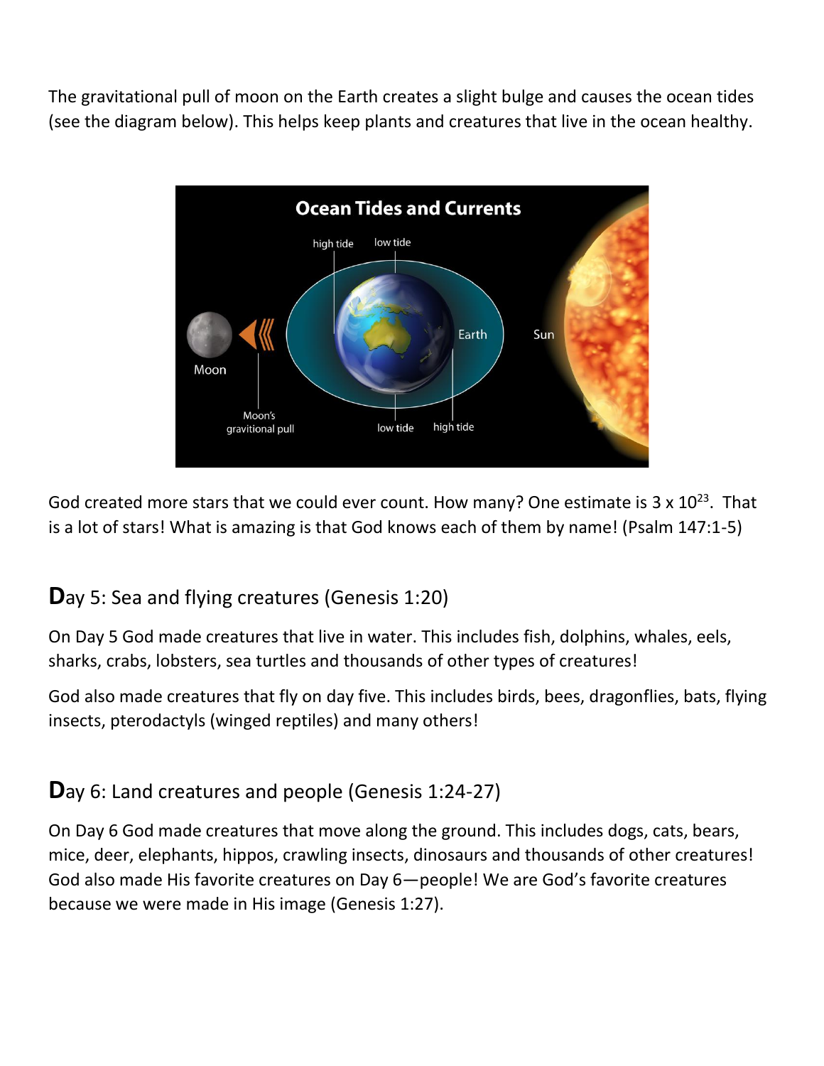The gravitational pull of moon on the Earth creates a slight bulge and causes the ocean tides (see the diagram below). This helps keep plants and creatures that live in the ocean healthy.

God created more stars that we could ever count. How many? One estimate is $3 \times 10^{23}$. That is a lot of stars! What is amazing is that God knows each of them by name! (Psalm 147:1-5)

## Day 5: Sea and flying creatures (Genesis 1:20)

On Day 5 God made creatures that live in water. This includes fish, dolphins, whales, eels, sharks, crabs, lobsters, sea turtles and thousands of other types of creatures!

God also made creatures that fly on day five. This includes birds, bees, dragonflies, bats, flying insects, pterodactyls (winged reptiles) and many others!

## Day 6: Land creatures and people (Genesis 1:24-27)

On Day 6 God made creatures that move along the ground. This includes dogs, cats, bears, mice, deer, elephants, hippos, crawling insects, dinosaurs and thousands of other creatures! God also made His favorite creatures on Day 6—people! We are God's favorite creatures because we were made in His image (Genesis 1:27).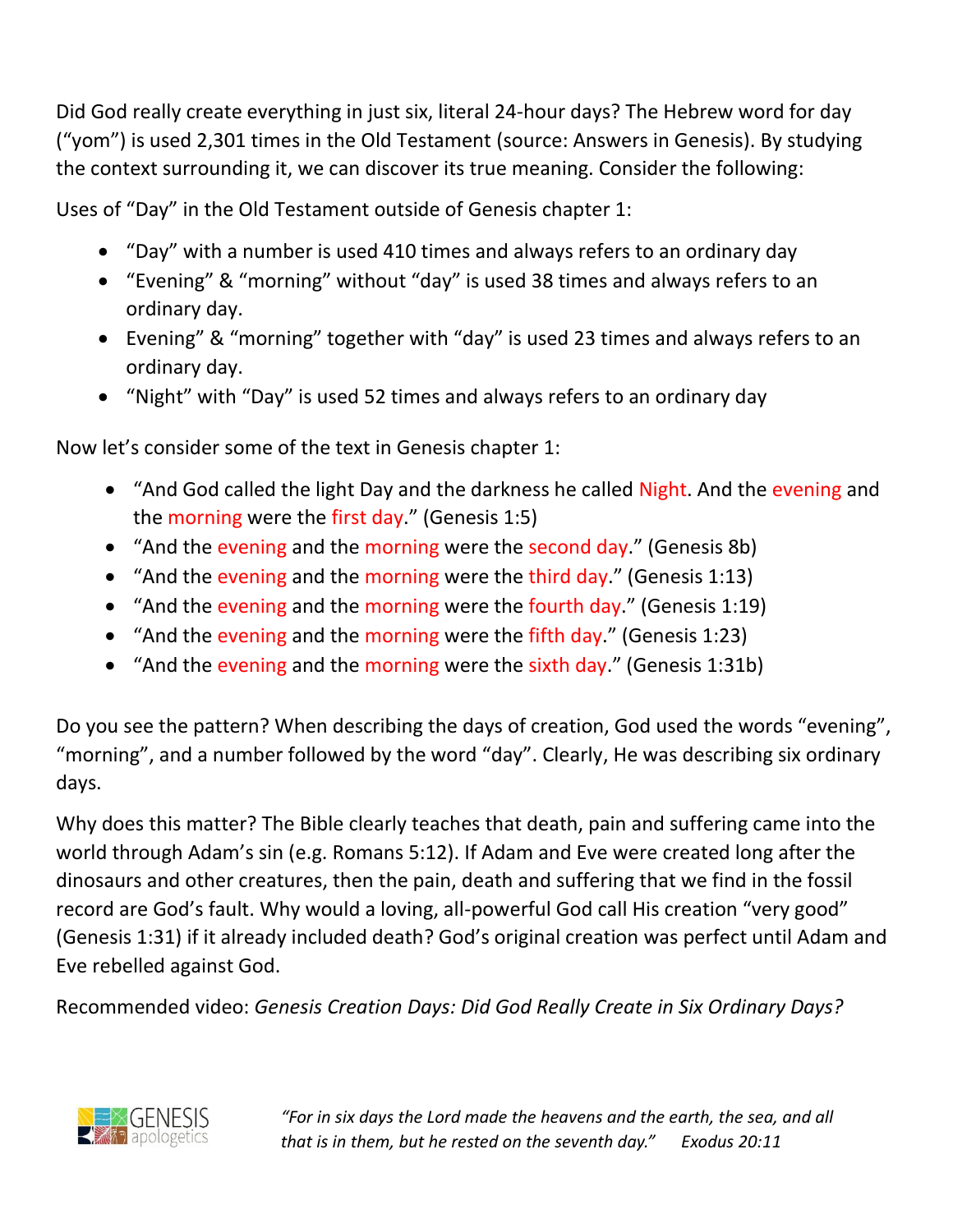Did God really create everything in just six, literal 24-hour days? The Hebrew word for day ("yom") is used 2,301 times in the Old Testament (source: Answers in Genesis). By studying the context surrounding it, we can discover its true meaning. Consider the following:

Uses of "Day" in the Old Testament outside of Genesis chapter 1:

- "Day" with a number is used 410 times and always refers to an ordinary day
- "Evening" & "morning" without "day" is used 38 times and always refers to an ordinary day.
- Evening" & "morning" together with "day" is used 23 times and always refers to an ordinary day.
- "Night" with "Day" is used 52 times and always refers to an ordinary day

Now let's consider some of the text in Genesis chapter 1:

- "And God called the light Day and the darkness he called Night. And the evening and the morning were the first day." (Genesis 1:5)
- "And the evening and the morning were the second day." (Genesis 8b)
- "And the evening and the morning were the third day." (Genesis 1:13)
- "And the evening and the morning were the fourth day." (Genesis 1:19)
- "And the evening and the morning were the fifth day." (Genesis 1:23)
- "And the evening and the morning were the sixth day." (Genesis 1:31b)

Do you see the pattern? When describing the days of creation, God used the words "evening", "morning", and a number followed by the word "day". Clearly, He was describing six ordinary days.

Why does this matter? The Bible clearly teaches that death, pain and suffering came into the world through Adam's sin (e.g. Romans 5:12). If Adam and Eve were created long after the dinosaurs and other creatures, then the pain, death and suffering that we find in the fossil record are God's fault. Why would a loving, all-powerful God call His creation "very good" (Genesis 1:31) if it already included death? God's original creation was perfect until Adam and Eve rebelled against God.

Recommended video: *Genesis Creation Days: Did God Really Create in Six Ordinary Days?*

GENESIS apologetics

*"For in six days the Lord made the heavens and the earth, the sea, and all that is in them, but he rested on the seventh day."* Exodus 20:11